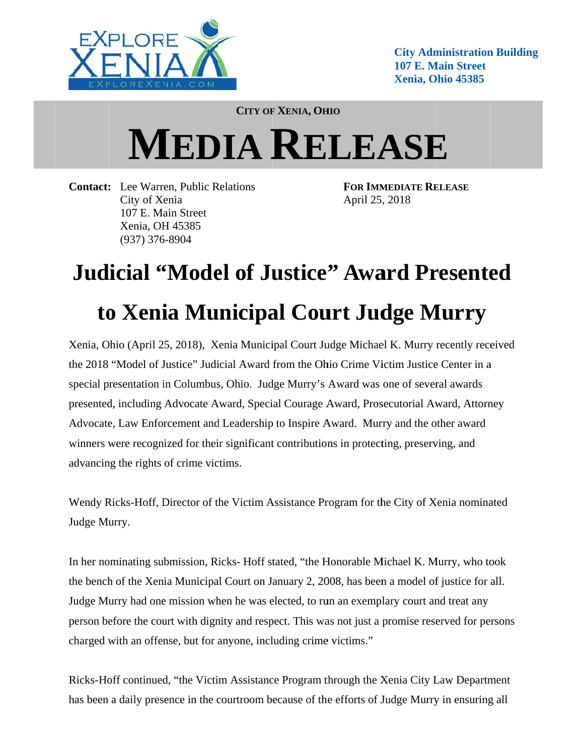EXPLORE XENIA
EXPLOREXENIA.COM

**City Administration Building**
**107 E. Main Street**
**Xenia, Ohio 45385**

**CITY OF XENIA, OHIO**

# MEDIA RELEASE

**Contact:** Lee Warren, Public Relations
City of Xenia
107 E. Main Street
Xenia, OH 45385
(937) 376-8904

**FOR IMMEDIATE RELEASE**
April 25, 2018

## Judicial "Model of Justice" Award Presented to Xenia Municipal Court Judge Murry

Xenia, Ohio (April 25, 2018), Xenia Municipal Court Judge Michael K. Murry recently received the 2018 "Model of Justice" Judicial Award from the Ohio Crime Victim Justice Center in a special presentation in Columbus, Ohio. Judge Murry's Award was one of several awards presented, including Advocate Award, Special Courage Award, Prosecutorial Award, Attorney Advocate, Law Enforcement and Leadership to Inspire Award. Murry and the other award winners were recognized for their significant contributions in protecting, preserving, and advancing the rights of crime victims.

Wendy Ricks-Hoff, Director of the Victim Assistance Program for the City of Xenia nominated Judge Murry.

In her nominating submission, Ricks- Hoff stated, "the Honorable Michael K. Murry, who took the bench of the Xenia Municipal Court on January 2, 2008, has been a model of justice for all. Judge Murry had one mission when he was elected, to run an exemplary court and treat any person before the court with dignity and respect. This was not just a promise reserved for persons charged with an offense, but for anyone, including crime victims."

Ricks-Hoff continued, "the Victim Assistance Program through the Xenia City Law Department has been a daily presence in the courtroom because of the efforts of Judge Murry in ensuring all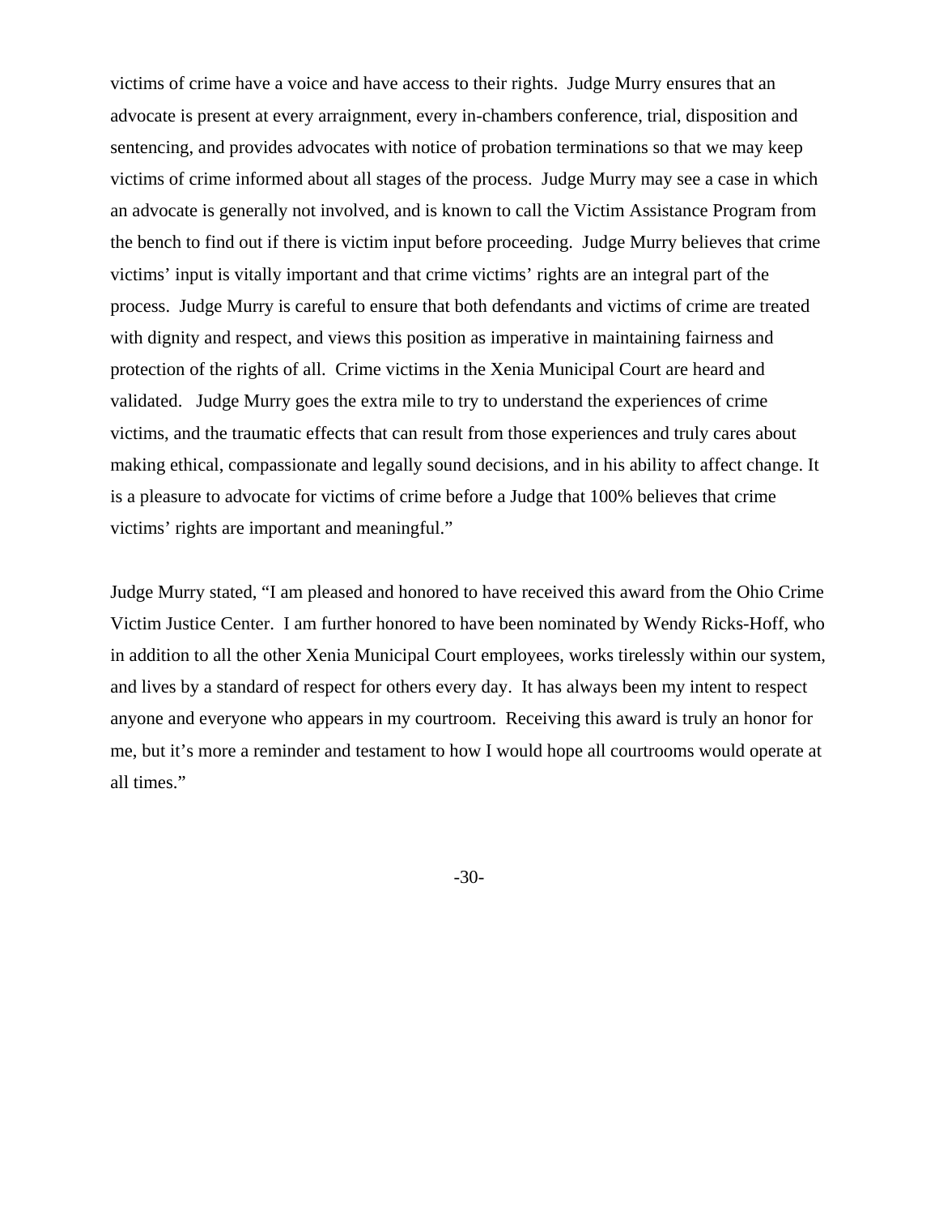victims of crime have a voice and have access to their rights. Judge Murry ensures that an advocate is present at every arraignment, every in-chambers conference, trial, disposition and sentencing, and provides advocates with notice of probation terminations so that we may keep victims of crime informed about all stages of the process. Judge Murry may see a case in which an advocate is generally not involved, and is known to call the Victim Assistance Program from the bench to find out if there is victim input before proceeding. Judge Murry believes that crime victims' input is vitally important and that crime victims' rights are an integral part of the process. Judge Murry is careful to ensure that both defendants and victims of crime are treated with dignity and respect, and views this position as imperative in maintaining fairness and protection of the rights of all. Crime victims in the Xenia Municipal Court are heard and validated. Judge Murry goes the extra mile to try to understand the experiences of crime victims, and the traumatic effects that can result from those experiences and truly cares about making ethical, compassionate and legally sound decisions, and in his ability to affect change. It is a pleasure to advocate for victims of crime before a Judge that 100% believes that crime victims' rights are important and meaningful."

Judge Murry stated, "I am pleased and honored to have received this award from the Ohio Crime Victim Justice Center. I am further honored to have been nominated by Wendy Ricks-Hoff, who in addition to all the other Xenia Municipal Court employees, works tirelessly within our system, and lives by a standard of respect for others every day. It has always been my intent to respect anyone and everyone who appears in my courtroom. Receiving this award is truly an honor for me, but it's more a reminder and testament to how I would hope all courtrooms would operate at all times."

-30-